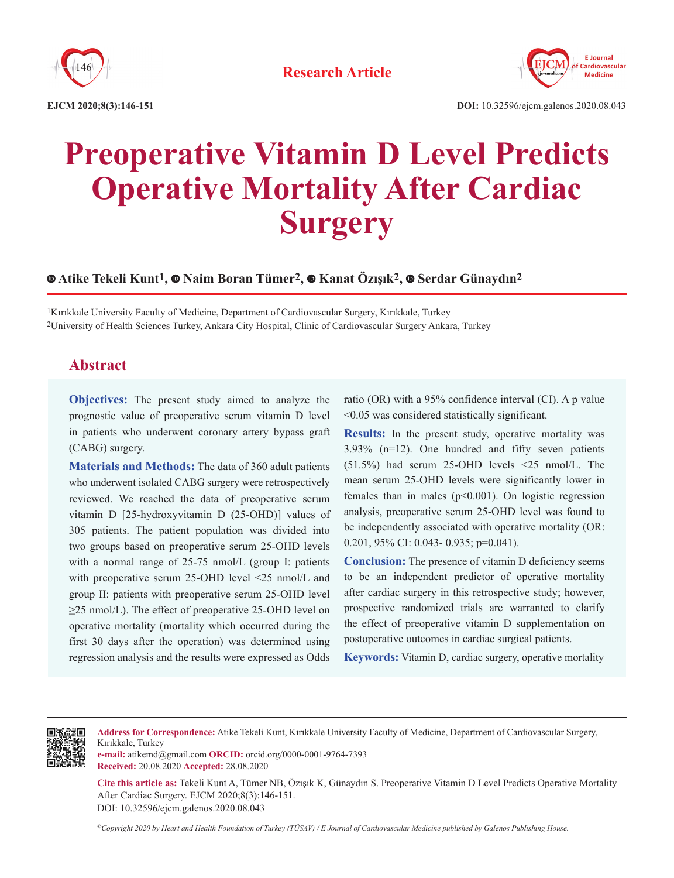**Research Article**

# Preoperative Vitamin D Level Predicts Operative Mortality After Cardiac Surgery

**Atike Tekeli Kunt[1], Naim Boran Tümer[2], Kanat Özışık[2], Serdar Günaydın[2]**

[1]Kırıkkale University Faculty of Medicine, Department of Cardiovascular Surgery, Kırıkkale, Turkey
[2]University of Health Sciences Turkey, Ankara City Hospital, Clinic of Cardiovascular Surgery Ankara, Turkey

## Abstract

**Objectives:** The present study aimed to analyze the prognostic value of preoperative serum vitamin D level in patients who underwent coronary artery bypass graft (CABG) surgery.

**Materials and Methods:** The data of 360 adult patients who underwent isolated CABG surgery were retrospectively reviewed. We reached the data of preoperative serum vitamin D [25-hydroxyvitamin D (25-OHD)] values of 305 patients. The patient population was divided into two groups based on preoperative serum 25-OHD levels with a normal range of 25-75 nmol/L (group I: patients with preoperative serum 25-OHD level <25 nmol/L and group II: patients with preoperative serum 25-OHD level ≥25 nmol/L). The effect of preoperative 25-OHD level on operative mortality (mortality which occurred during the first 30 days after the operation) was determined using regression analysis and the results were expressed as Odds ratio (OR) with a 95% confidence interval (CI). A p value <0.05 was considered statistically significant.

**Results:** In the present study, operative mortality was 3.93% (n=12). One hundred and fifty seven patients (51.5%) had serum 25-OHD levels <25 nmol/L. The mean serum 25-OHD levels were significantly lower in females than in males (p<0.001). On logistic regression analysis, preoperative serum 25-OHD level was found to be independently associated with operative mortality (OR: 0.201, 95% CI: 0.043- 0.935; p=0.041).

**Conclusion:** The presence of vitamin D deficiency seems to be an independent predictor of operative mortality after cardiac surgery in this retrospective study; however, prospective randomized trials are warranted to clarify the effect of preoperative vitamin D supplementation on postoperative outcomes in cardiac surgical patients.

**Keywords:** Vitamin D, cardiac surgery, operative mortality

---

**Address for Correspondence:** Atike Tekeli Kunt, Kırıkkale University Faculty of Medicine, Department of Cardiovascular Surgery, Kırıkkale, Turkey
**e-mail:** atikemd@gmail.com **ORCID:** orcid.org/0000-0001-9764-7393
**Received:** 20.08.2020 **Accepted:** 28.08.2020

**Cite this article as:** Tekeli Kunt A, Tümer NB, Özışık K, Günaydın S. Preoperative Vitamin D Level Predicts Operative Mortality After Cardiac Surgery. EJCM 2020;8(3):146-151.
DOI: 10.32596/ejcm.galenos.2020.08.043

*©Copyright 2020 by Heart and Health Foundation of Turkey (TÜSAV) / E Journal of Cardiovascular Medicine published by Galenos Publishing House.*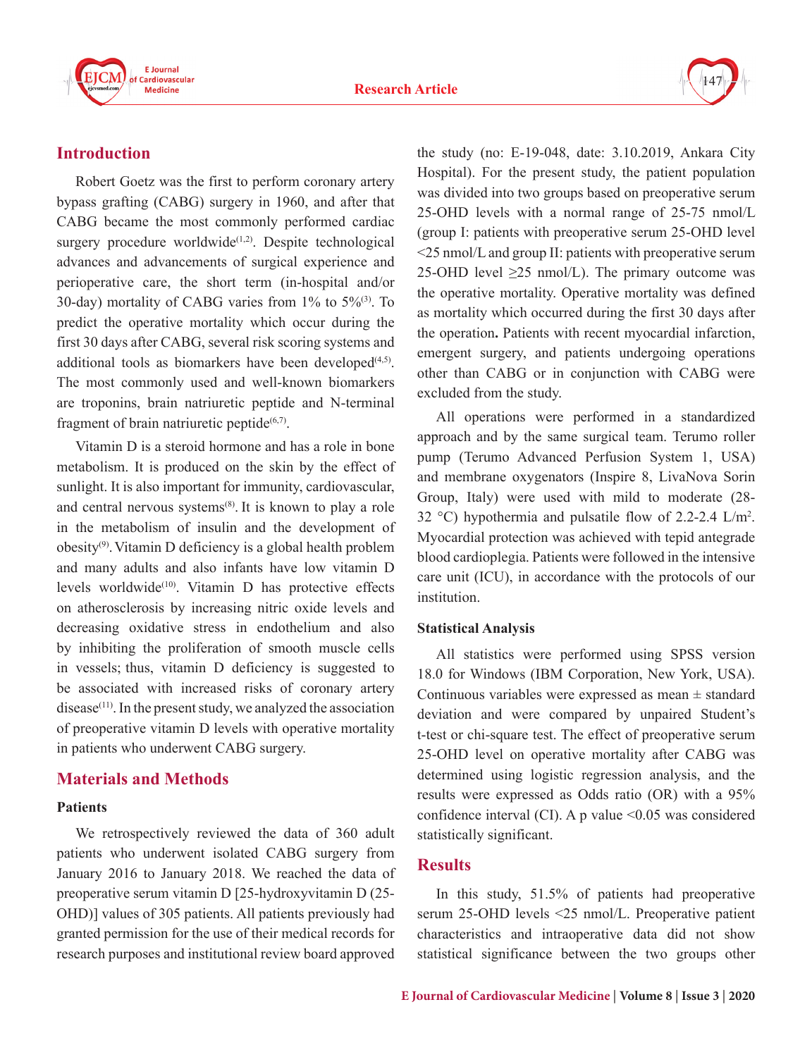## Introduction

Robert Goetz was the first to perform coronary artery bypass grafting (CABG) surgery in 1960, and after that CABG became the most commonly performed cardiac surgery procedure worldwide[1,2]. Despite technological advances and advancements of surgical experience and perioperative care, the short term (in-hospital and/or 30-day) mortality of CABG varies from 1% to 5%[3]. To predict the operative mortality which occur during the first 30 days after CABG, several risk scoring systems and additional tools as biomarkers have been developed[4,5]. The most commonly used and well-known biomarkers are troponins, brain natriuretic peptide and N-terminal fragment of brain natriuretic peptide[6,7].

Vitamin D is a steroid hormone and has a role in bone metabolism. It is produced on the skin by the effect of sunlight. It is also important for immunity, cardiovascular, and central nervous systems[8]. It is known to play a role in the metabolism of insulin and the development of obesity[9]. Vitamin D deficiency is a global health problem and many adults and also infants have low vitamin D levels worldwide[10]. Vitamin D has protective effects on atherosclerosis by increasing nitric oxide levels and decreasing oxidative stress in endothelium and also by inhibiting the proliferation of smooth muscle cells in vessels; thus, vitamin D deficiency is suggested to be associated with increased risks of coronary artery disease[11]. In the present study, we analyzed the association of preoperative vitamin D levels with operative mortality in patients who underwent CABG surgery.

## Materials and Methods

### Patients

We retrospectively reviewed the data of 360 adult patients who underwent isolated CABG surgery from January 2016 to January 2018. We reached the data of preoperative serum vitamin D [25-hydroxyvitamin D (25-OHD)] values of 305 patients. All patients previously had granted permission for the use of their medical records for research purposes and institutional review board approved the study (no: E-19-048, date: 3.10.2019, Ankara City Hospital). For the present study, the patient population was divided into two groups based on preoperative serum 25-OHD levels with a normal range of 25-75 nmol/L (group I: patients with preoperative serum 25-OHD level <25 nmol/L and group II: patients with preoperative serum 25-OHD level ≥25 nmol/L). The primary outcome was the operative mortality. Operative mortality was defined as mortality which occurred during the first 30 days after the operation**.** Patients with recent myocardial infarction, emergent surgery, and patients undergoing operations other than CABG or in conjunction with CABG were excluded from the study.

All operations were performed in a standardized approach and by the same surgical team. Terumo roller pump (Terumo Advanced Perfusion System 1, USA) and membrane oxygenators (Inspire 8, LivaNova Sorin Group, Italy) were used with mild to moderate (28-32 °C) hypothermia and pulsatile flow of 2.2-2.4 L/m$^2$. Myocardial protection was achieved with tepid antegrade blood cardioplegia. Patients were followed in the intensive care unit (ICU), in accordance with the protocols of our institution.

### Statistical Analysis

All statistics were performed using SPSS version 18.0 for Windows (IBM Corporation, New York, USA). Continuous variables were expressed as mean ± standard deviation and were compared by unpaired Student's t-test or chi-square test. The effect of preoperative serum 25-OHD level on operative mortality after CABG was determined using logistic regression analysis, and the results were expressed as Odds ratio (OR) with a 95% confidence interval (CI). A p value <0.05 was considered statistically significant.

## Results

In this study, 51.5% of patients had preoperative serum 25-OHD levels <25 nmol/L. Preoperative patient characteristics and intraoperative data did not show statistical significance between the two groups other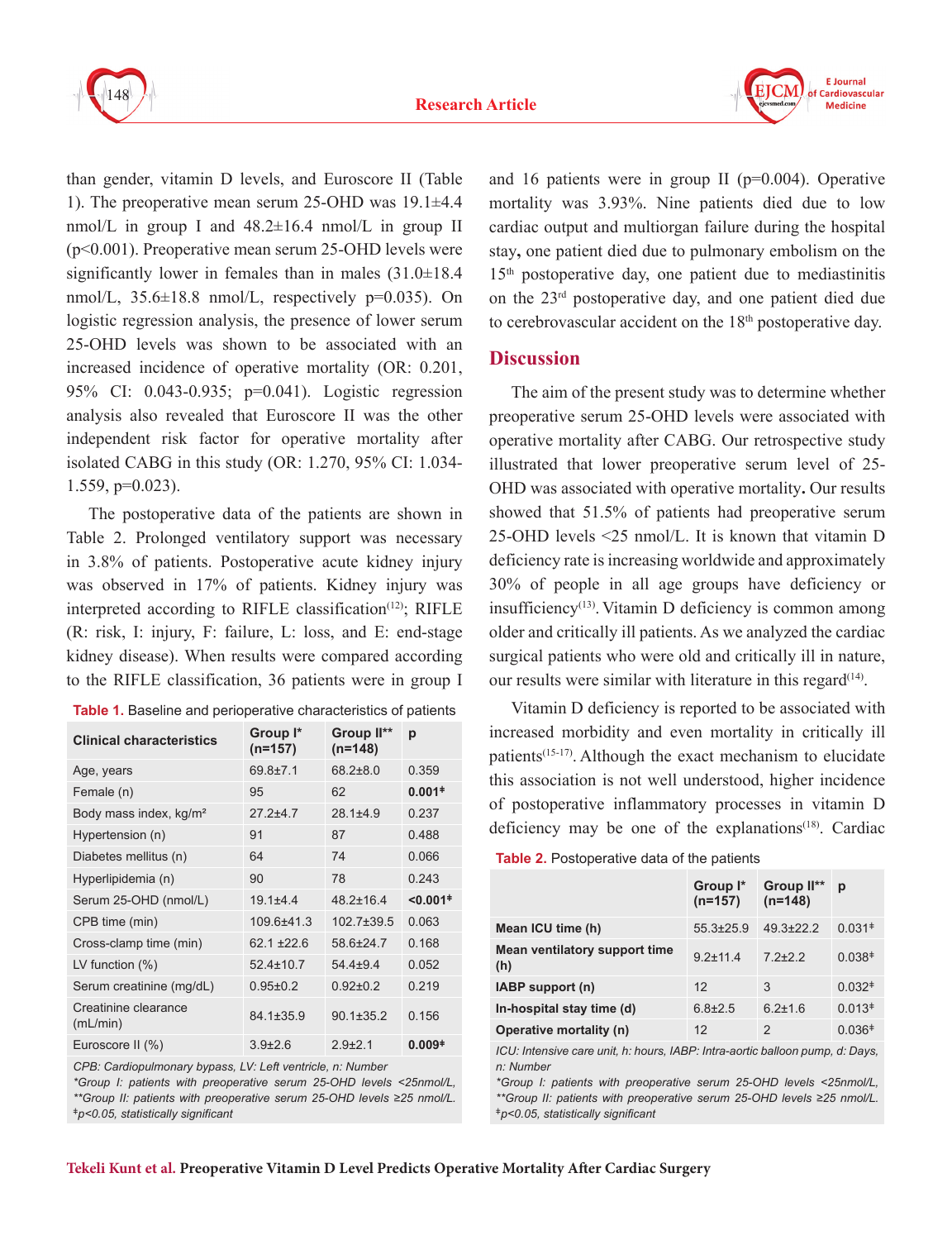than gender, vitamin D levels, and Euroscore II (Table 1). The preoperative mean serum 25-OHD was 19.1±4.4 nmol/L in group I and 48.2±16.4 nmol/L in group II ($p<0.001$). Preoperative mean serum 25-OHD levels were significantly lower in females than in males (31.0±18.4 nmol/L, 35.6±18.8 nmol/L, respectively p=0.035). On logistic regression analysis, the presence of lower serum 25-OHD levels was shown to be associated with an increased incidence of operative mortality (OR: 0.201, 95% CI: 0.043-0.935; p=0.041). Logistic regression analysis also revealed that Euroscore II was the other independent risk factor for operative mortality after isolated CABG in this study (OR: 1.270, 95% CI: 1.034-1.559, p=0.023).

The postoperative data of the patients are shown in Table 2. Prolonged ventilatory support was necessary in 3.8% of patients. Postoperative acute kidney injury was observed in 17% of patients. Kidney injury was interpreted according to RIFLE classification[12]; RIFLE (R: risk, I: injury, F: failure, L: loss, and E: end-stage kidney disease). When results were compared according to the RIFLE classification, 36 patients were in group I and 16 patients were in group II (p=0.004). Operative mortality was 3.93%. Nine patients died due to low cardiac output and multiorgan failure during the hospital stay, one patient died due to pulmonary embolism on the 15th postoperative day, one patient due to mediastinitis on the 23rd postoperative day, and one patient died due to cerebrovascular accident on the 18th postoperative day.

**Table 1.** Baseline and perioperative characteristics of patients

| Clinical characteristics | Group I* (n=157) | Group II** (n=148) | p |
|---|---|---|---|
| Age, years | 69.8±7.1 | 68.2±8.0 | 0.359 |
| Female (n) | 95 | 62 | **0.001‡** |
| Body mass index, kg/m² | 27.2±4.7 | 28.1±4.9 | 0.237 |
| Hypertension (n) | 91 | 87 | 0.488 |
| Diabetes mellitus (n) | 64 | 74 | 0.066 |
| Hyperlipidemia (n) | 90 | 78 | 0.243 |
| Serum 25-OHD (nmol/L) | 19.1±4.4 | 48.2±16.4 | **<0.001‡** |
| CPB time (min) | 109.6±41.3 | 102.7±39.5 | 0.063 |
| Cross-clamp time (min) | 62.1 ±22.6 | 58.6±24.7 | 0.168 |
| LV function (%) | 52.4±10.7 | 54.4±9.4 | 0.052 |
| Serum creatinine (mg/dL) | 0.95±0.2 | 0.92±0.2 | 0.219 |
| Creatinine clearance (mL/min) | 84.1±35.9 | 90.1±35.2 | 0.156 |
| Euroscore II (%) | 3.9±2.6 | 2.9±2.1 | **0.009‡** |

*CPB: Cardiopulmonary bypass, LV: Left ventricle, n: Number*
*\*Group I: patients with preoperative serum 25-OHD levels <25nmol/L, \*\*Group II: patients with preoperative serum 25-OHD levels ≥25 nmol/L.*
*‡p<0.05, statistically significant*

## Discussion

The aim of the present study was to determine whether preoperative serum 25-OHD levels were associated with operative mortality after CABG. Our retrospective study illustrated that lower preoperative serum level of 25-OHD was associated with operative mortality**.** Our results showed that 51.5% of patients had preoperative serum 25-OHD levels <25 nmol/L. It is known that vitamin D deficiency rate is increasing worldwide and approximately 30% of people in all age groups have deficiency or insufficiency[13]. Vitamin D deficiency is common among older and critically ill patients. As we analyzed the cardiac surgical patients who were old and critically ill in nature, our results were similar with literature in this regard[14].

Vitamin D deficiency is reported to be associated with increased morbidity and even mortality in critically ill patients[15-17]. Although the exact mechanism to elucidate this association is not well understood, higher incidence of postoperative inflammatory processes in vitamin D deficiency may be one of the explanations[18]. Cardiac

**Table 2.** Postoperative data of the patients

| | Group I* (n=157) | Group II** (n=148) | p |
|---|---|---|---|
| **Mean ICU time (h)** | 55.3±25.9 | 49.3±22.2 | 0.031‡ |
| **Mean ventilatory support time (h)** | 9.2±11.4 | 7.2±2.2 | 0.038‡ |
| **IABP support (n)** | 12 | 3 | 0.032‡ |
| **In-hospital stay time (d)** | 6.8±2.5 | 6.2±1.6 | 0.013‡ |
| **Operative mortality (n)** | 12 | 2 | 0.036‡ |

*ICU: Intensive care unit, h: hours, IABP: Intra-aortic balloon pump, d: Days, n: Number*
*\*Group I: patients with preoperative serum 25-OHD levels <25nmol/L, \*\*Group II: patients with preoperative serum 25-OHD levels ≥25 nmol/L.*
*‡p<0.05, statistically significant*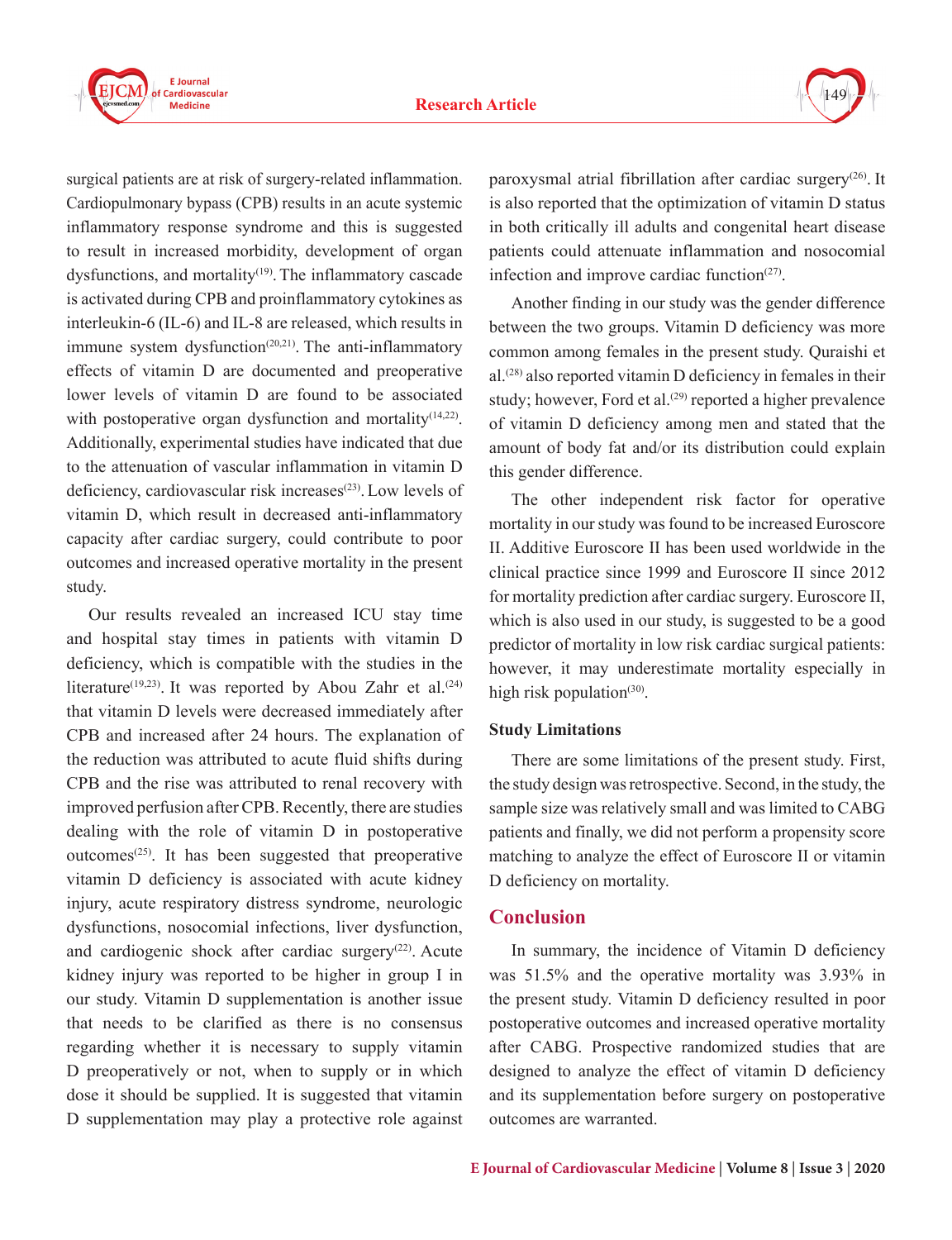surgical patients are at risk of surgery-related inflammation. Cardiopulmonary bypass (CPB) results in an acute systemic inflammatory response syndrome and this is suggested to result in increased morbidity, development of organ dysfunctions, and mortality[19]. The inflammatory cascade is activated during CPB and proinflammatory cytokines as interleukin-6 (IL-6) and IL-8 are released, which results in immune system dysfunction[20,21]. The anti-inflammatory effects of vitamin D are documented and preoperative lower levels of vitamin D are found to be associated with postoperative organ dysfunction and mortality[14,22]. Additionally, experimental studies have indicated that due to the attenuation of vascular inflammation in vitamin D deficiency, cardiovascular risk increases[23]. Low levels of vitamin D, which result in decreased anti-inflammatory capacity after cardiac surgery, could contribute to poor outcomes and increased operative mortality in the present study.

Our results revealed an increased ICU stay time and hospital stay times in patients with vitamin D deficiency, which is compatible with the studies in the literature[19,23]. It was reported by Abou Zahr et al.[24] that vitamin D levels were decreased immediately after CPB and increased after 24 hours. The explanation of the reduction was attributed to acute fluid shifts during CPB and the rise was attributed to renal recovery with improved perfusion after CPB. Recently, there are studies dealing with the role of vitamin D in postoperative outcomes[25]. It has been suggested that preoperative vitamin D deficiency is associated with acute kidney injury, acute respiratory distress syndrome, neurologic dysfunctions, nosocomial infections, liver dysfunction, and cardiogenic shock after cardiac surgery[22]. Acute kidney injury was reported to be higher in group I in our study. Vitamin D supplementation is another issue that needs to be clarified as there is no consensus regarding whether it is necessary to supply vitamin D preoperatively or not, when to supply or in which dose it should be supplied. It is suggested that vitamin D supplementation may play a protective role against paroxysmal atrial fibrillation after cardiac surgery[26]. It is also reported that the optimization of vitamin D status in both critically ill adults and congenital heart disease patients could attenuate inflammation and nosocomial infection and improve cardiac function[27].

Another finding in our study was the gender difference between the two groups. Vitamin D deficiency was more common among females in the present study. Quraishi et al.[28] also reported vitamin D deficiency in females in their study; however, Ford et al.[29] reported a higher prevalence of vitamin D deficiency among men and stated that the amount of body fat and/or its distribution could explain this gender difference.

The other independent risk factor for operative mortality in our study was found to be increased Euroscore II. Additive Euroscore II has been used worldwide in the clinical practice since 1999 and Euroscore II since 2012 for mortality prediction after cardiac surgery. Euroscore II, which is also used in our study, is suggested to be a good predictor of mortality in low risk cardiac surgical patients: however, it may underestimate mortality especially in high risk population[30].

### Study Limitations

There are some limitations of the present study. First, the study design was retrospective. Second, in the study, the sample size was relatively small and was limited to CABG patients and finally, we did not perform a propensity score matching to analyze the effect of Euroscore II or vitamin D deficiency on mortality.

## Conclusion

In summary, the incidence of Vitamin D deficiency was 51.5% and the operative mortality was 3.93% in the present study. Vitamin D deficiency resulted in poor postoperative outcomes and increased operative mortality after CABG. Prospective randomized studies that are designed to analyze the effect of vitamin D deficiency and its supplementation before surgery on postoperative outcomes are warranted.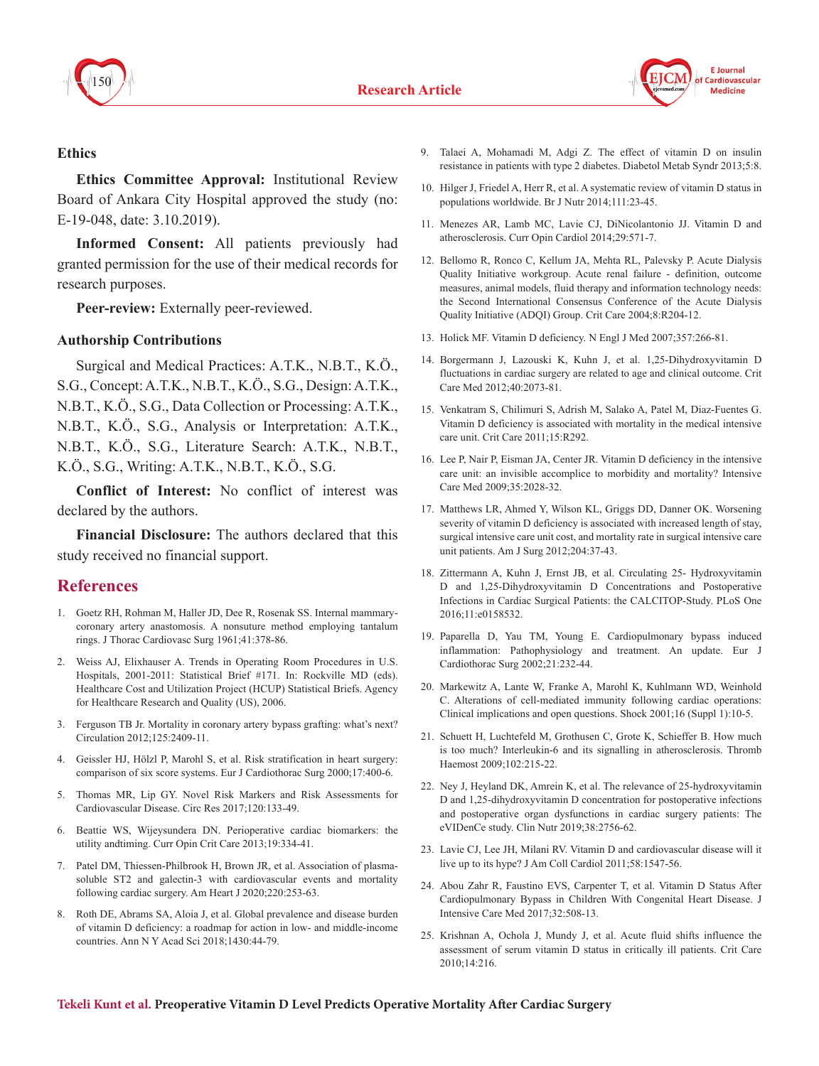## Ethics

**Ethics Committee Approval:** Institutional Review Board of Ankara City Hospital approved the study (no: E-19-048, date: 3.10.2019).

**Informed Consent:** All patients previously had granted permission for the use of their medical records for research purposes.

**Peer-review:** Externally peer-reviewed.

## Authorship Contributions

Surgical and Medical Practices: A.T.K., N.B.T., K.Ö., S.G., Concept: A.T.K., N.B.T., K.Ö., S.G., Design: A.T.K., N.B.T., K.Ö., S.G., Data Collection or Processing: A.T.K., N.B.T., K.Ö., S.G., Analysis or Interpretation: A.T.K., N.B.T., K.Ö., S.G., Literature Search: A.T.K., N.B.T., K.Ö., S.G., Writing: A.T.K., N.B.T., K.Ö., S.G.

**Conflict of Interest:** No conflict of interest was declared by the authors.

**Financial Disclosure:** The authors declared that this study received no financial support.

## References

1. Goetz RH, Rohman M, Haller JD, Dee R, Rosenak SS. Internal mammary-coronary artery anastomosis. A nonsuture method employing tantalum rings. J Thorac Cardiovasc Surg 1961;41:378-86.
2. Weiss AJ, Elixhauser A. Trends in Operating Room Procedures in U.S. Hospitals, 2001-2011: Statistical Brief #171. In: Rockville MD (eds). Healthcare Cost and Utilization Project (HCUP) Statistical Briefs. Agency for Healthcare Research and Quality (US), 2006.
3. Ferguson TB Jr. Mortality in coronary artery bypass grafting: what's next? Circulation 2012;125:2409-11.
4. Geissler HJ, Hölzl P, Marohl S, et al. Risk stratification in heart surgery: comparison of six score systems. Eur J Cardiothorac Surg 2000;17:400-6.
5. Thomas MR, Lip GY. Novel Risk Markers and Risk Assessments for Cardiovascular Disease. Circ Res 2017;120:133-49.
6. Beattie WS, Wijeysundera DN. Perioperative cardiac biomarkers: the utility andtiming. Curr Opin Crit Care 2013;19:334-41.
7. Patel DM, Thiessen-Philbrook H, Brown JR, et al. Association of plasma-soluble ST2 and galectin-3 with cardiovascular events and mortality following cardiac surgery. Am Heart J 2020;220:253-63.
8. Roth DE, Abrams SA, Aloia J, et al. Global prevalence and disease burden of vitamin D deficiency: a roadmap for action in low- and middle-income countries. Ann N Y Acad Sci 2018;1430:44-79.
9. Talaei A, Mohamadi M, Adgi Z. The effect of vitamin D on insulin resistance in patients with type 2 diabetes. Diabetol Metab Syndr 2013;5:8.
10. Hilger J, Friedel A, Herr R, et al. A systematic review of vitamin D status in populations worldwide. Br J Nutr 2014;111:23-45.
11. Menezes AR, Lamb MC, Lavie CJ, DiNicolantonio JJ. Vitamin D and atherosclerosis. Curr Opin Cardiol 2014;29:571-7.
12. Bellomo R, Ronco C, Kellum JA, Mehta RL, Palevsky P. Acute Dialysis Quality Initiative workgroup. Acute renal failure - definition, outcome measures, animal models, fluid therapy and information technology needs: the Second International Consensus Conference of the Acute Dialysis Quality Initiative (ADQI) Group. Crit Care 2004;8:R204-12.
13. Holick MF. Vitamin D deficiency. N Engl J Med 2007;357:266-81.
14. Borgermann J, Lazouski K, Kuhn J, et al. 1,25-Dihydroxyvitamin D fluctuations in cardiac surgery are related to age and clinical outcome. Crit Care Med 2012;40:2073-81.
15. Venkatram S, Chilimuri S, Adrish M, Salako A, Patel M, Diaz-Fuentes G. Vitamin D deficiency is associated with mortality in the medical intensive care unit. Crit Care 2011;15:R292.
16. Lee P, Nair P, Eisman JA, Center JR. Vitamin D deficiency in the intensive care unit: an invisible accomplice to morbidity and mortality? Intensive Care Med 2009;35:2028-32.
17. Matthews LR, Ahmed Y, Wilson KL, Griggs DD, Danner OK. Worsening severity of vitamin D deficiency is associated with increased length of stay, surgical intensive care unit cost, and mortality rate in surgical intensive care unit patients. Am J Surg 2012;204:37-43.
18. Zittermann A, Kuhn J, Ernst JB, et al. Circulating 25- Hydroxyvitamin D and 1,25-Dihydroxyvitamin D Concentrations and Postoperative Infections in Cardiac Surgical Patients: the CALCITOP-Study. PLoS One 2016;11:e0158532.
19. Paparella D, Yau TM, Young E. Cardiopulmonary bypass induced inflammation: Pathophysiology and treatment. An update. Eur J Cardiothorac Surg 2002;21:232-44.
20. Markewitz A, Lante W, Franke A, Marohl K, Kuhlmann WD, Weinhold C. Alterations of cell-mediated immunity following cardiac operations: Clinical implications and open questions. Shock 2001;16 (Suppl 1):10-5.
21. Schuett H, Luchtefeld M, Grothusen C, Grote K, Schieffer B. How much is too much? Interleukin-6 and its signalling in atherosclerosis. Thromb Haemost 2009;102:215-22.
22. Ney J, Heyland DK, Amrein K, et al. The relevance of 25-hydroxyvitamin D and 1,25-dihydroxyvitamin D concentration for postoperative infections and postoperative organ dysfunctions in cardiac surgery patients: The eVIDenCe study. Clin Nutr 2019;38:2756-62.
23. Lavie CJ, Lee JH, Milani RV. Vitamin D and cardiovascular disease will it live up to its hype? J Am Coll Cardiol 2011;58:1547-56.
24. Abou Zahr R, Faustino EVS, Carpenter T, et al. Vitamin D Status After Cardiopulmonary Bypass in Children With Congenital Heart Disease. J Intensive Care Med 2017;32:508-13.
25. Krishnan A, Ochola J, Mundy J, et al. Acute fluid shifts influence the assessment of serum vitamin D status in critically ill patients. Crit Care 2010;14:216.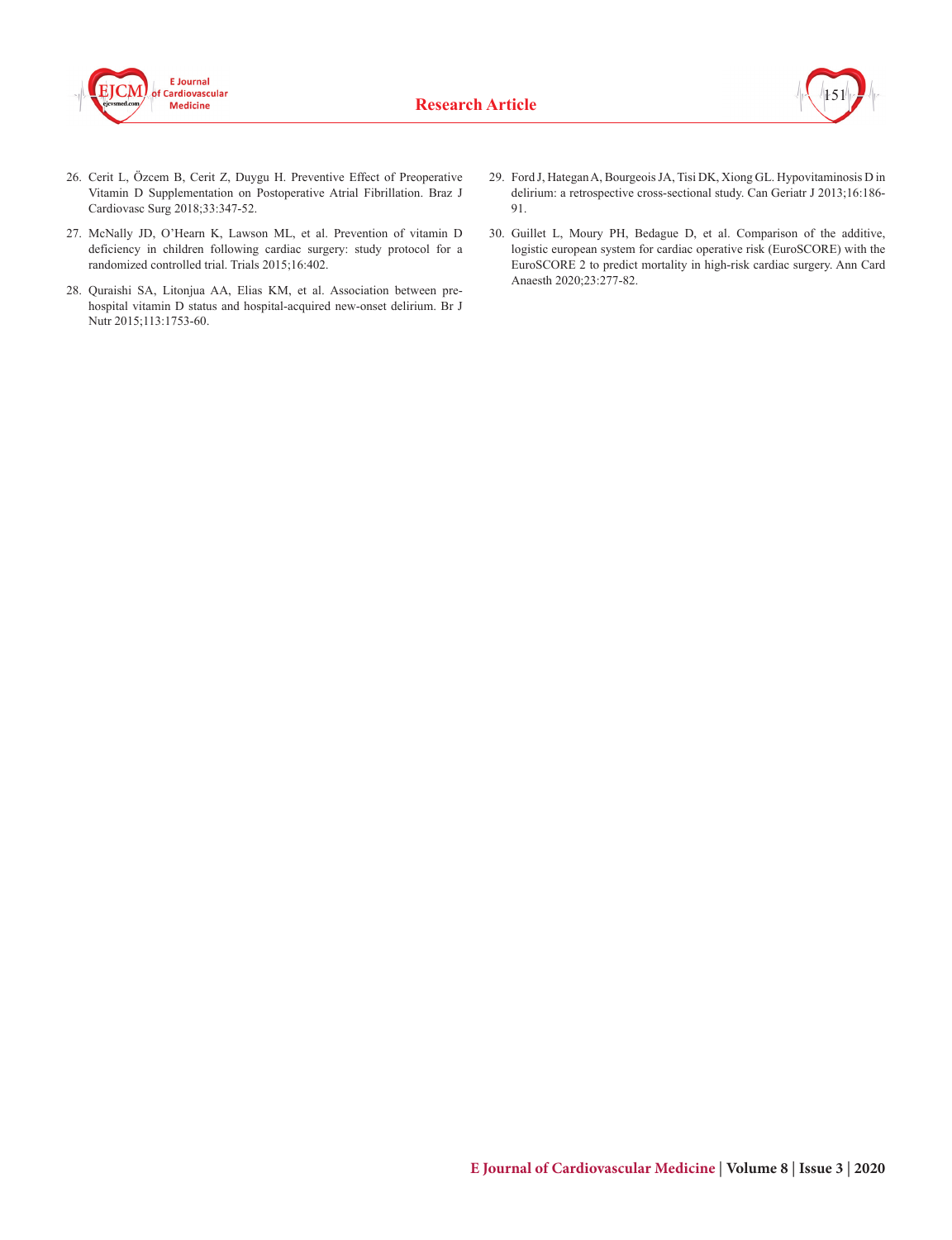26. Cerit L, Özcem B, Cerit Z, Duygu H. Preventive Effect of Preoperative Vitamin D Supplementation on Postoperative Atrial Fibrillation. Braz J Cardiovasc Surg 2018;33:347-52.
27. McNally JD, O'Hearn K, Lawson ML, et al. Prevention of vitamin D deficiency in children following cardiac surgery: study protocol for a randomized controlled trial. Trials 2015;16:402.
28. Quraishi SA, Litonjua AA, Elias KM, et al. Association between pre-hospital vitamin D status and hospital-acquired new-onset delirium. Br J Nutr 2015;113:1753-60.
29. Ford J, Hategan A, Bourgeois JA, Tisi DK, Xiong GL. Hypovitaminosis D in delirium: a retrospective cross-sectional study. Can Geriatr J 2013;16:186-91.
30. Guillet L, Moury PH, Bedague D, et al. Comparison of the additive, logistic european system for cardiac operative risk (EuroSCORE) with the EuroSCORE 2 to predict mortality in high-risk cardiac surgery. Ann Card Anaesth 2020;23:277-82.